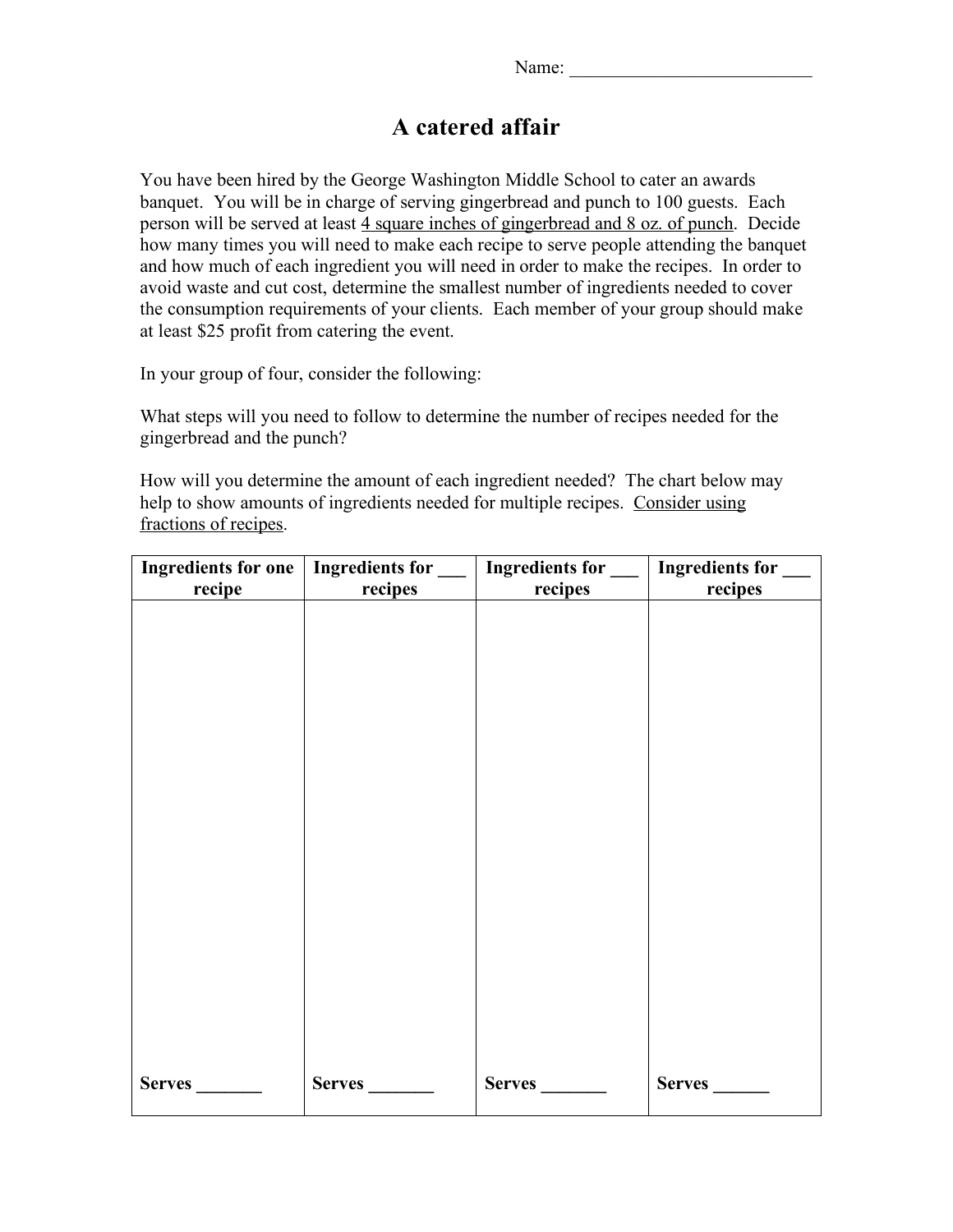Name: ___________________________

# A catered affair

You have been hired by the George Washington Middle School to cater an awards banquet. You will be in charge of serving gingerbread and punch to 100 guests. Each person will be served at least <u>4 square inches of gingerbread and 8 oz. of punch</u>. Decide how many times you will need to make each recipe to serve people attending the banquet and how much of each ingredient you will need in order to make the recipes. In order to avoid waste and cut cost, determine the smallest number of ingredients needed to cover the consumption requirements of your clients. Each member of your group should make at least $25 profit from catering the event.

In your group of four, consider the following:

What steps will you need to follow to determine the number of recipes needed for the gingerbread and the punch?

How will you determine the amount of each ingredient needed? The chart below may help to show amounts of ingredients needed for multiple recipes. <u>Consider using fractions of recipes</u>.

| Ingredients for one recipe | Ingredients for ___ recipes | Ingredients for ___ recipes | Ingredients for ___ recipes |
|---|---|---|---|
| | | | |
| Serves _______ | Serves _______ | Serves _______ | Serves ______ |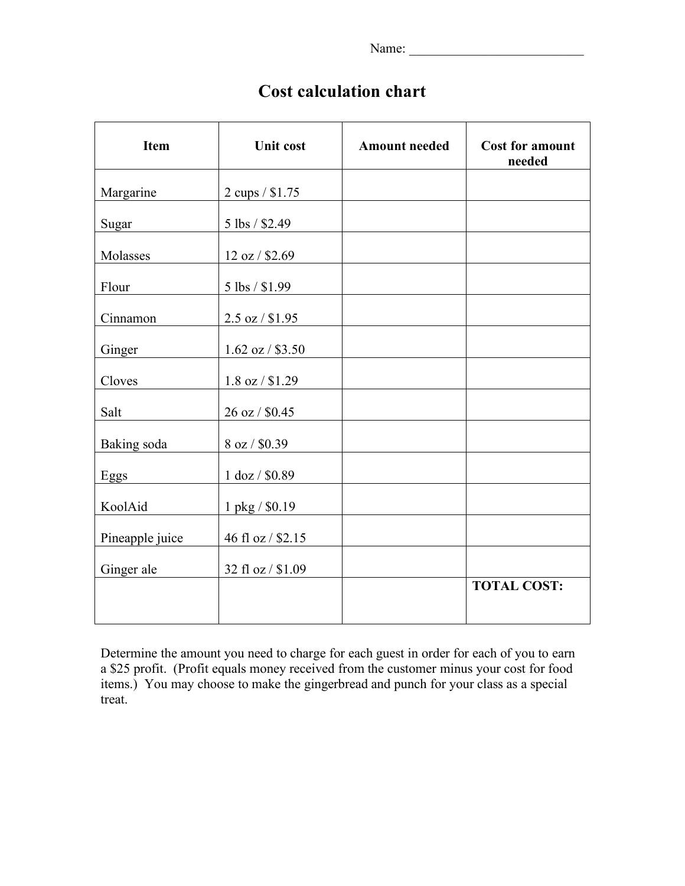Name: ___________________________

# Cost calculation chart

| Item | Unit cost | Amount needed | Cost for amount needed |
|---|---|---|---|
| Margarine | 2 cups / $1.75 | | |
| Sugar | 5 lbs / $2.49 | | |
| Molasses | 12 oz / $2.69 | | |
| Flour | 5 lbs / $1.99 | | |
| Cinnamon | 2.5 oz / $1.95 | | |
| Ginger | 1.62 oz / $3.50 | | |
| Cloves | 1.8 oz / $1.29 | | |
| Salt | 26 oz / $0.45 | | |
| Baking soda | 8 oz / $0.39 | | |
| Eggs | 1 doz / $0.89 | | |
| KoolAid | 1 pkg / $0.19 | | |
| Pineapple juice | 46 fl oz / $2.15 | | |
| Ginger ale | 32 fl oz / $1.09 | | |
| | | | **TOTAL COST:** |

Determine the amount you need to charge for each guest in order for each of you to earn a $25 profit. (Profit equals money received from the customer minus your cost for food items.) You may choose to make the gingerbread and punch for your class as a special treat.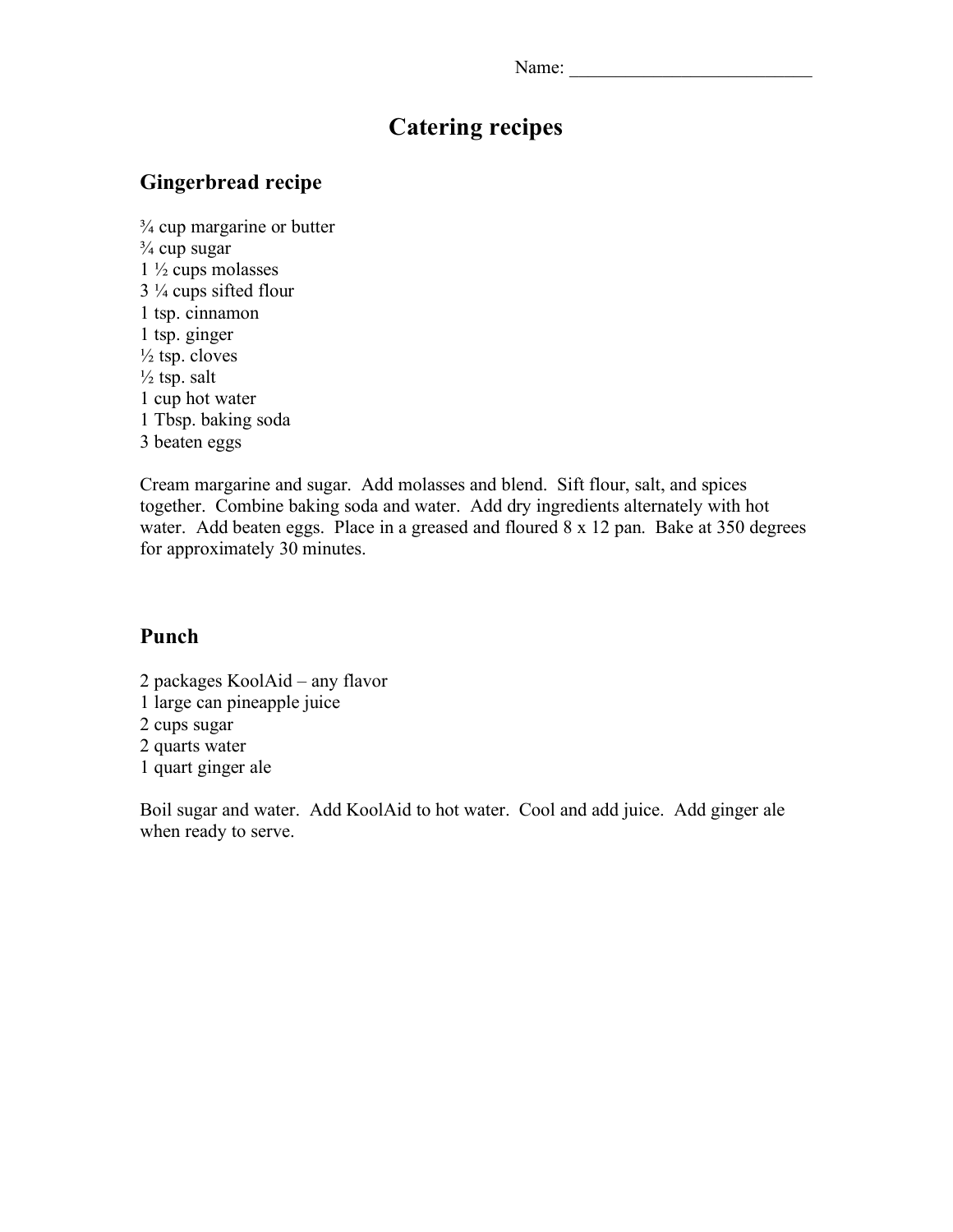Name: ___________________________

# Catering recipes

## Gingerbread recipe

¾ cup margarine or butter  
¾ cup sugar  
1 ½ cups molasses  
3 ¼ cups sifted flour  
1 tsp. cinnamon  
1 tsp. ginger  
½ tsp. cloves  
½ tsp. salt  
1 cup hot water  
1 Tbsp. baking soda  
3 beaten eggs

Cream margarine and sugar. Add molasses and blend. Sift flour, salt, and spices together. Combine baking soda and water. Add dry ingredients alternately with hot water. Add beaten eggs. Place in a greased and floured 8 x 12 pan. Bake at 350 degrees for approximately 30 minutes.

## Punch

2 packages KoolAid – any flavor  
1 large can pineapple juice  
2 cups sugar  
2 quarts water  
1 quart ginger ale

Boil sugar and water. Add KoolAid to hot water. Cool and add juice. Add ginger ale when ready to serve.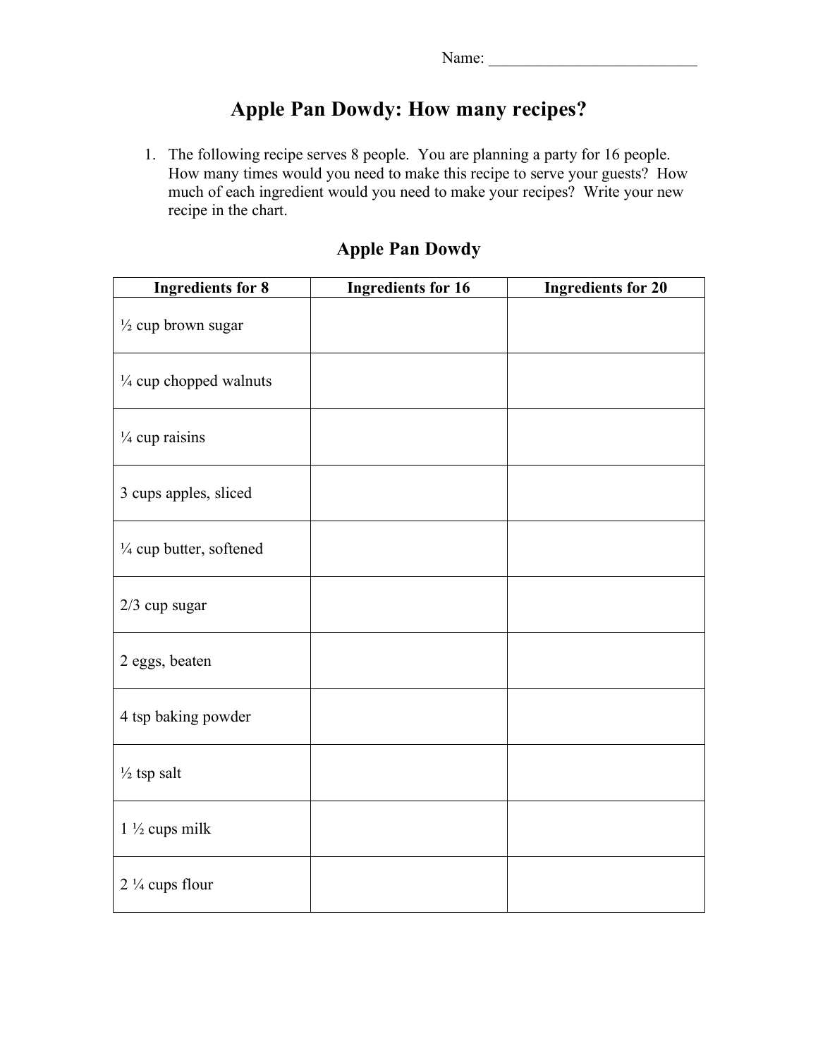Name: ___________________________

# Apple Pan Dowdy: How many recipes?

1. The following recipe serves 8 people. You are planning a party for 16 people. How many times would you need to make this recipe to serve your guests? How much of each ingredient would you need to make your recipes? Write your new recipe in the chart.

## Apple Pan Dowdy

| Ingredients for 8 | Ingredients for 16 | Ingredients for 20 |
|---|---|---|
| ½ cup brown sugar | | |
| ¼ cup chopped walnuts | | |
| ¼ cup raisins | | |
| 3 cups apples, sliced | | |
| ¼ cup butter, softened | | |
| 2/3 cup sugar | | |
| 2 eggs, beaten | | |
| 4 tsp baking powder | | |
| ½ tsp salt | | |
| 1 ½ cups milk | | |
| 2 ¼ cups flour | | |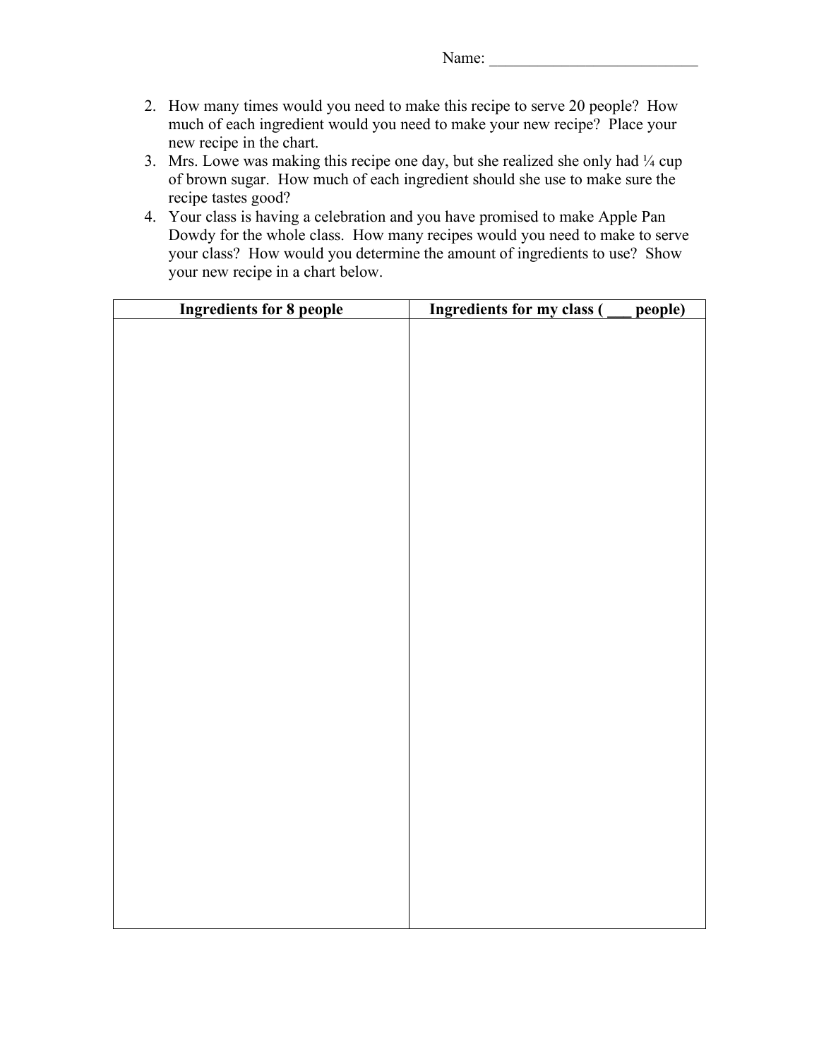Name: ___________________________

2. How many times would you need to make this recipe to serve 20 people? How much of each ingredient would you need to make your new recipe? Place your new recipe in the chart.
3. Mrs. Lowe was making this recipe one day, but she realized she only had ¼ cup of brown sugar. How much of each ingredient should she use to make sure the recipe tastes good?
4. Your class is having a celebration and you have promised to make Apple Pan Dowdy for the whole class. How many recipes would you need to make to serve your class? How would you determine the amount of ingredients to use? Show your new recipe in a chart below.

| **Ingredients for 8 people** | **Ingredients for my class ( ___ people)** |
|---|---|
| | |